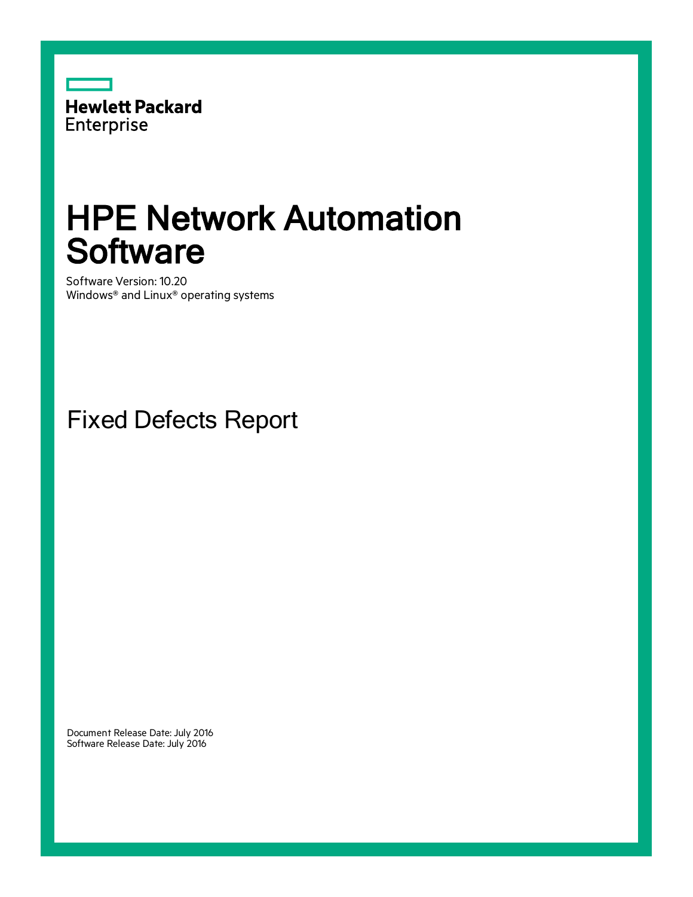Hewlett Packard Enterprise

# HPE Network Automation Software

Software Version: 10.20
Windows® and Linux® operating systems

## Fixed Defects Report

Document Release Date: July 2016
Software Release Date: July 2016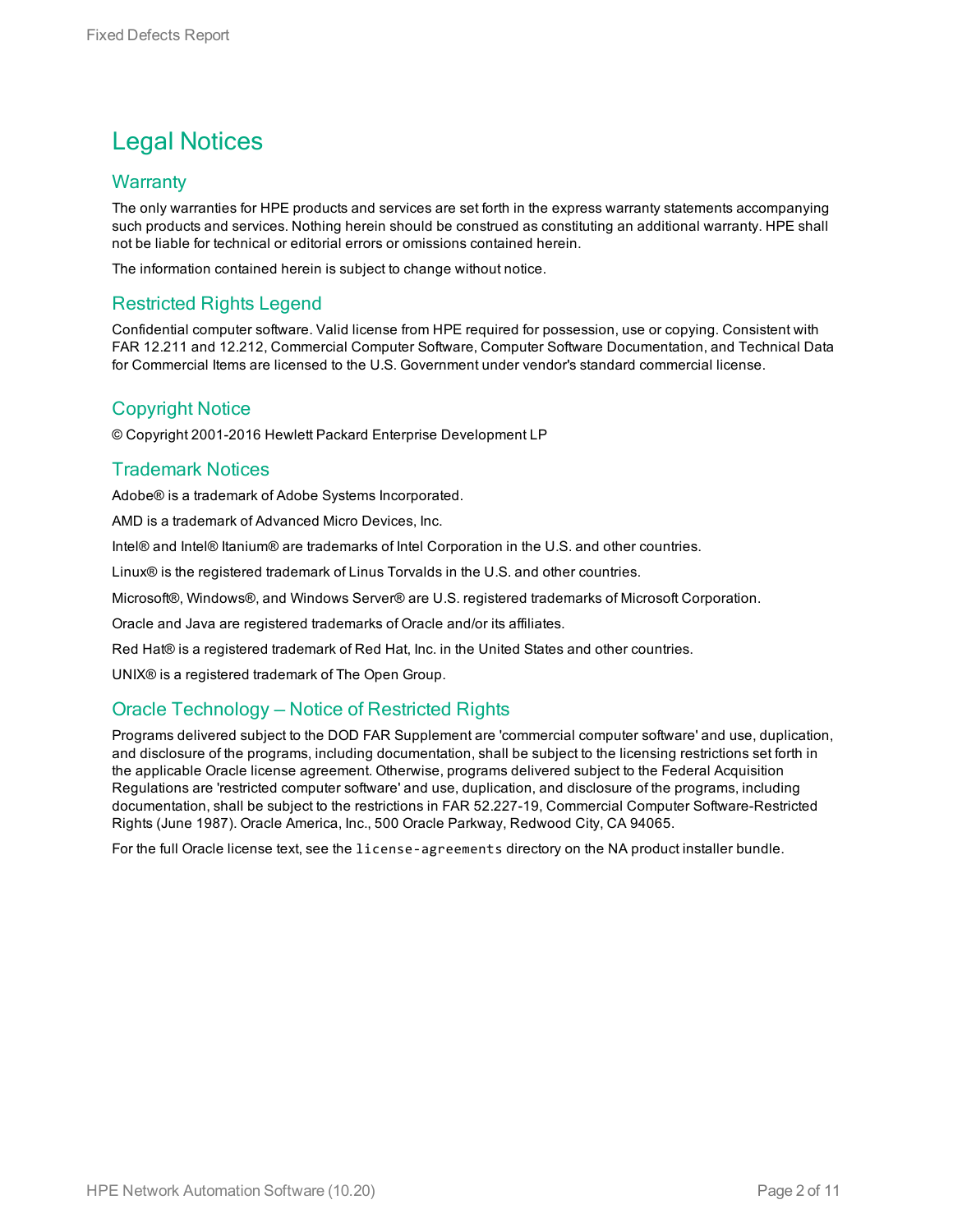# Legal Notices

## Warranty

The only warranties for HPE products and services are set forth in the express warranty statements accompanying such products and services. Nothing herein should be construed as constituting an additional warranty. HPE shall not be liable for technical or editorial errors or omissions contained herein.

The information contained herein is subject to change without notice.

## Restricted Rights Legend

Confidential computer software. Valid license from HPE required for possession, use or copying. Consistent with FAR 12.211 and 12.212, Commercial Computer Software, Computer Software Documentation, and Technical Data for Commercial Items are licensed to the U.S. Government under vendor's standard commercial license.

## Copyright Notice

© Copyright 2001-2016 Hewlett Packard Enterprise Development LP

## Trademark Notices

Adobe® is a trademark of Adobe Systems Incorporated.

AMD is a trademark of Advanced Micro Devices, Inc.

Intel® and Intel® Itanium® are trademarks of Intel Corporation in the U.S. and other countries.

Linux® is the registered trademark of Linus Torvalds in the U.S. and other countries.

Microsoft®, Windows®, and Windows Server® are U.S. registered trademarks of Microsoft Corporation.

Oracle and Java are registered trademarks of Oracle and/or its affiliates.

Red Hat® is a registered trademark of Red Hat, Inc. in the United States and other countries.

UNIX® is a registered trademark of The Open Group.

## Oracle Technology — Notice of Restricted Rights

Programs delivered subject to the DOD FAR Supplement are 'commercial computer software' and use, duplication, and disclosure of the programs, including documentation, shall be subject to the licensing restrictions set forth in the applicable Oracle license agreement. Otherwise, programs delivered subject to the Federal Acquisition Regulations are 'restricted computer software' and use, duplication, and disclosure of the programs, including documentation, shall be subject to the restrictions in FAR 52.227-19, Commercial Computer Software-Restricted Rights (June 1987). Oracle America, Inc., 500 Oracle Parkway, Redwood City, CA 94065.

For the full Oracle license text, see the `license-agreements` directory on the NA product installer bundle.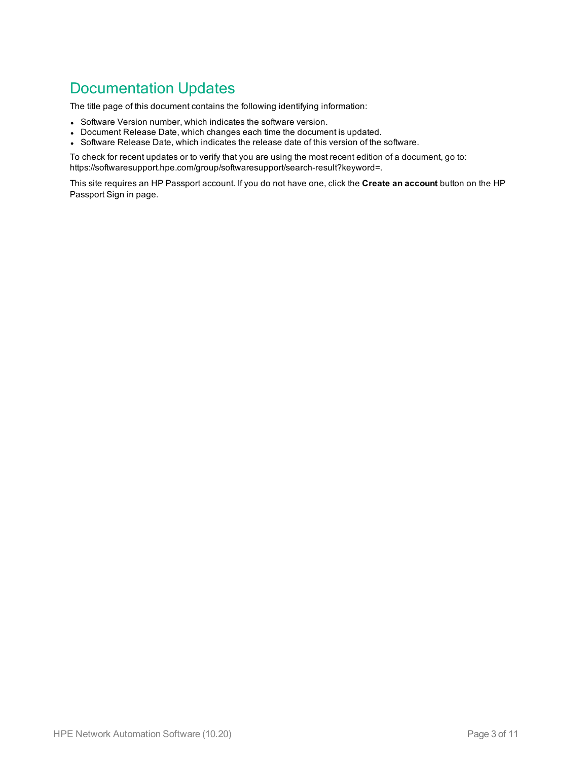# Documentation Updates

The title page of this document contains the following identifying information:

- Software Version number, which indicates the software version.
- Document Release Date, which changes each time the document is updated.
- Software Release Date, which indicates the release date of this version of the software.

To check for recent updates or to verify that you are using the most recent edition of a document, go to: https://softwaresupport.hpe.com/group/softwaresupport/search-result?keyword=.

This site requires an HP Passport account. If you do not have one, click the **Create an account** button on the HP Passport Sign in page.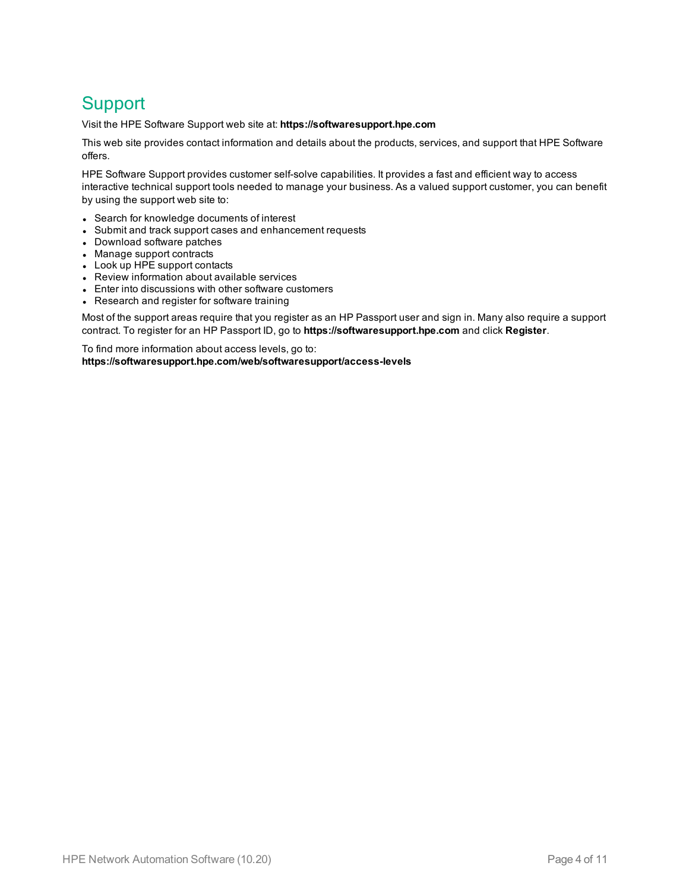# Support

Visit the HPE Software Support web site at: **https://softwaresupport.hpe.com**

This web site provides contact information and details about the products, services, and support that HPE Software offers.

HPE Software Support provides customer self-solve capabilities. It provides a fast and efficient way to access interactive technical support tools needed to manage your business. As a valued support customer, you can benefit by using the support web site to:

- Search for knowledge documents of interest
- Submit and track support cases and enhancement requests
- Download software patches
- Manage support contracts
- Look up HPE support contacts
- Review information about available services
- Enter into discussions with other software customers
- Research and register for software training

Most of the support areas require that you register as an HP Passport user and sign in. Many also require a support contract. To register for an HP Passport ID, go to **https://softwaresupport.hpe.com** and click **Register**.

To find more information about access levels, go to:
**https://softwaresupport.hpe.com/web/softwaresupport/access-levels**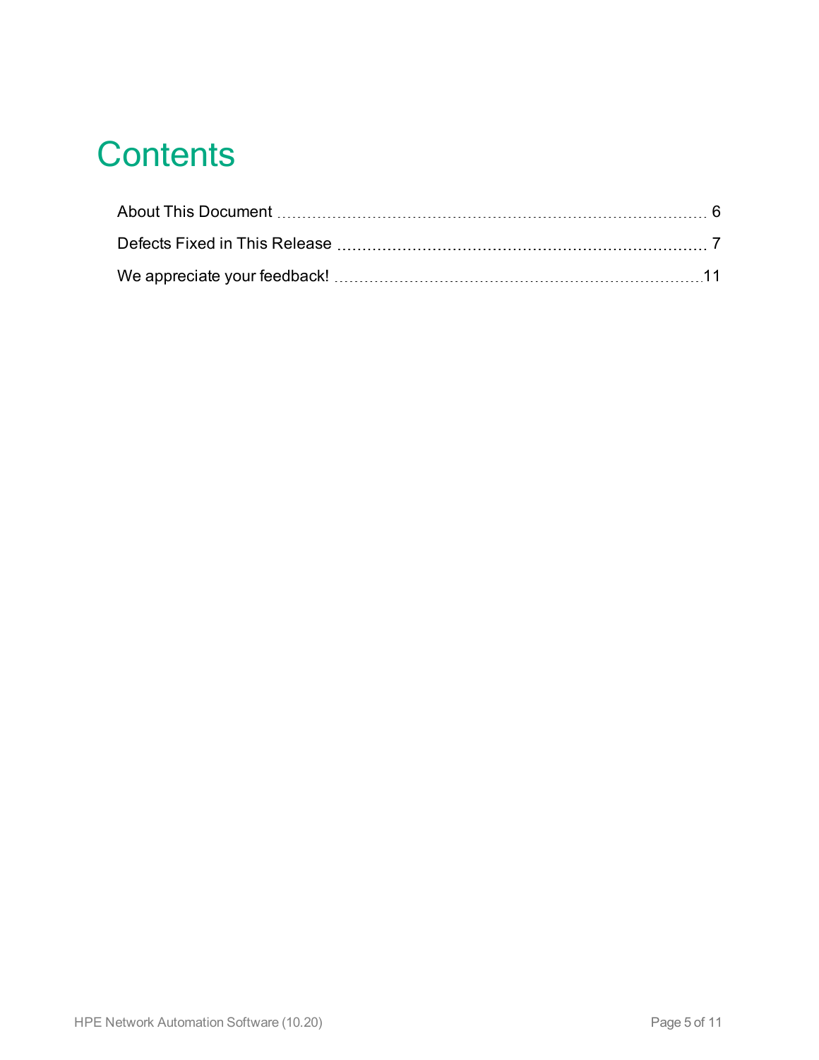# Contents

About This Document ... 6

Defects Fixed in This Release ... 7

We appreciate your feedback! ... 11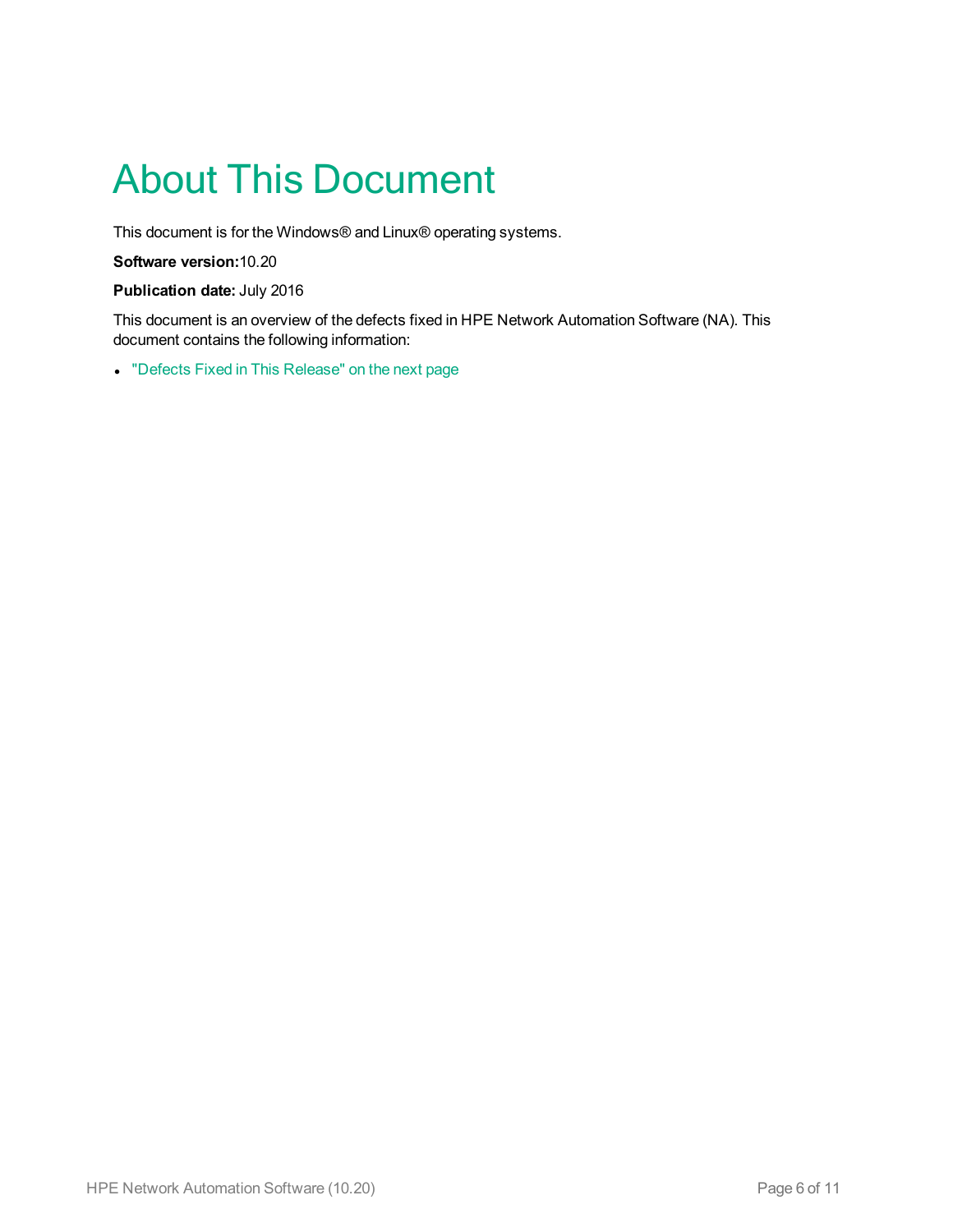# About This Document

This document is for the Windows® and Linux® operating systems.

**Software version:**10.20

**Publication date:** July 2016

This document is an overview of the defects fixed in HPE Network Automation Software (NA). This document contains the following information:

- "Defects Fixed in This Release" on the next page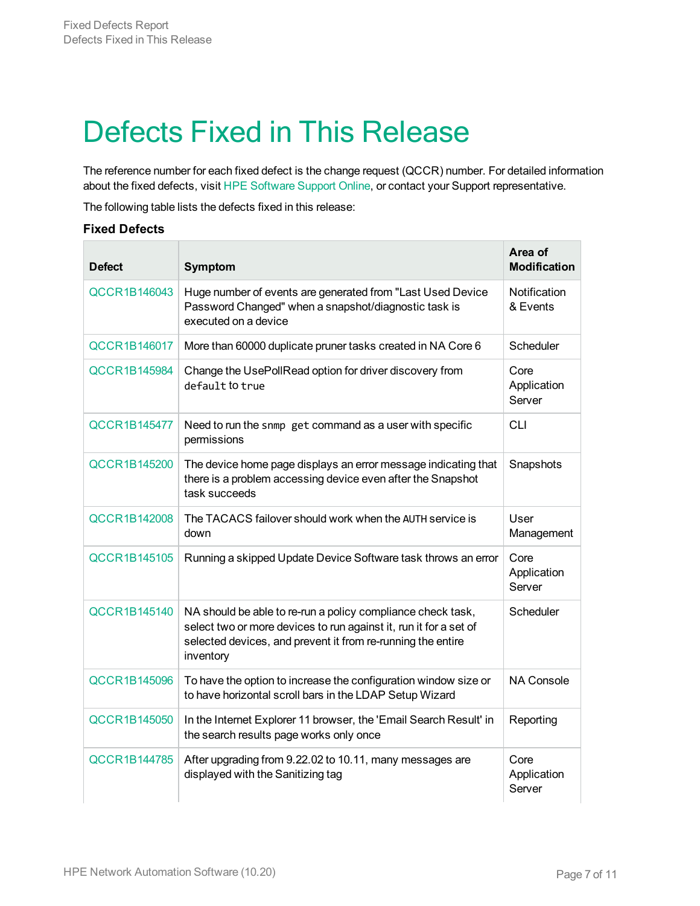# Defects Fixed in This Release

The reference number for each fixed defect is the change request (QCCR) number. For detailed information about the fixed defects, visit HPE Software Support Online, or contact your Support representative.

The following table lists the defects fixed in this release:

**Fixed Defects**

| Defect | Symptom | Area of Modification |
|---|---|---|
| QCCR1B146043 | Huge number of events are generated from "Last Used Device Password Changed" when a snapshot/diagnostic task is executed on a device | Notification & Events |
| QCCR1B146017 | More than 60000 duplicate pruner tasks created in NA Core 6 | Scheduler |
| QCCR1B145984 | Change the UsePollRead option for driver discovery from `default` to `true` | Core Application Server |
| QCCR1B145477 | Need to run the `snmp get` command as a user with specific permissions | CLI |
| QCCR1B145200 | The device home page displays an error message indicating that there is a problem accessing device even after the Snapshot task succeeds | Snapshots |
| QCCR1B142008 | The TACACS failover should work when the AUTH service is down | User Management |
| QCCR1B145105 | Running a skipped Update Device Software task throws an error | Core Application Server |
| QCCR1B145140 | NA should be able to re-run a policy compliance check task, select two or more devices to run against it, run it for a set of selected devices, and prevent it from re-running the entire inventory | Scheduler |
| QCCR1B145096 | To have the option to increase the configuration window size or to have horizontal scroll bars in the LDAP Setup Wizard | NA Console |
| QCCR1B145050 | In the Internet Explorer 11 browser, the 'Email Search Result' in the search results page works only once | Reporting |
| QCCR1B144785 | After upgrading from 9.22.02 to 10.11, many messages are displayed with the Sanitizing tag | Core Application Server |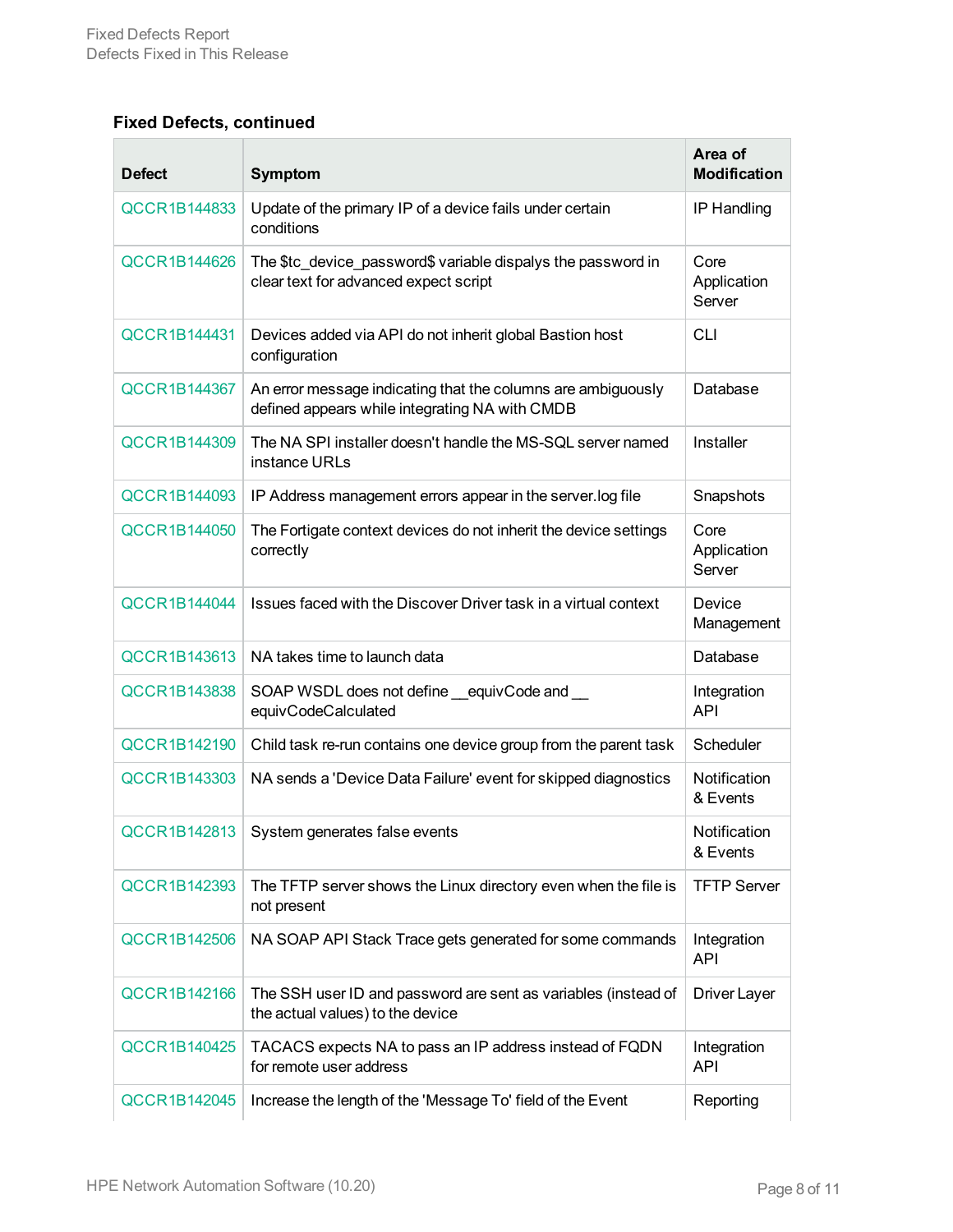### Fixed Defects, continued

| Defect | Symptom | Area of Modification |
|---|---|---|
| QCCR1B144833 | Update of the primary IP of a device fails under certain conditions | IP Handling |
| QCCR1B144626 | The $tc_device_password$ variable dispalys the password in clear text for advanced expect script | Core Application Server |
| QCCR1B144431 | Devices added via API do not inherit global Bastion host configuration | CLI |
| QCCR1B144367 | An error message indicating that the columns are ambiguously defined appears while integrating NA with CMDB | Database |
| QCCR1B144309 | The NA SPI installer doesn't handle the MS-SQL server named instance URLs | Installer |
| QCCR1B144093 | IP Address management errors appear in the server.log file | Snapshots |
| QCCR1B144050 | The Fortigate context devices do not inherit the device settings correctly | Core Application Server |
| QCCR1B144044 | Issues faced with the Discover Driver task in a virtual context | Device Management |
| QCCR1B143613 | NA takes time to launch data | Database |
| QCCR1B143838 | SOAP WSDL does not define __equivCode and __ equivCodeCalculated | Integration API |
| QCCR1B142190 | Child task re-run contains one device group from the parent task | Scheduler |
| QCCR1B143303 | NA sends a 'Device Data Failure' event for skipped diagnostics | Notification & Events |
| QCCR1B142813 | System generates false events | Notification & Events |
| QCCR1B142393 | The TFTP server shows the Linux directory even when the file is not present | TFTP Server |
| QCCR1B142506 | NA SOAP API Stack Trace gets generated for some commands | Integration API |
| QCCR1B142166 | The SSH user ID and password are sent as variables (instead of the actual values) to the device | Driver Layer |
| QCCR1B140425 | TACACS expects NA to pass an IP address instead of FQDN for remote user address | Integration API |
| QCCR1B142045 | Increase the length of the 'Message To' field of the Event | Reporting |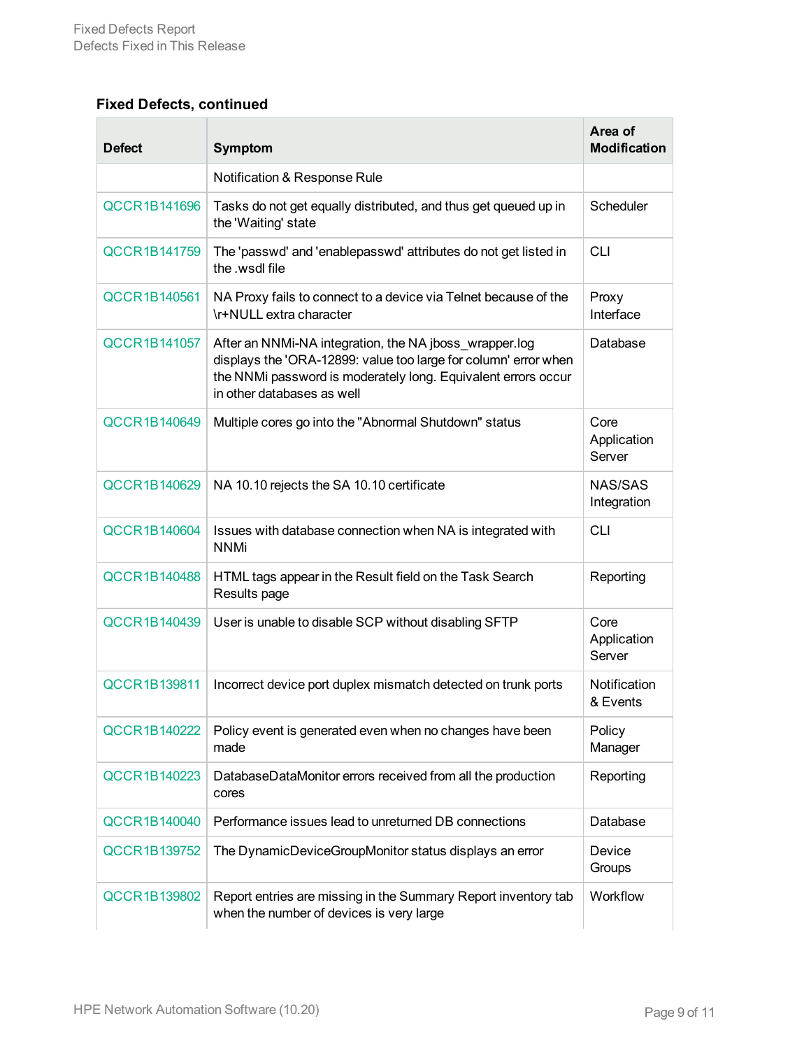### Fixed Defects, continued

| Defect | Symptom | Area of Modification |
| --- | --- | --- |
| | Notification & Response Rule | |
| QCCR1B141696 | Tasks do not get equally distributed, and thus get queued up in the 'Waiting' state | Scheduler |
| QCCR1B141759 | The 'passwd' and 'enablepasswd' attributes do not get listed in the .wsdl file | CLI |
| QCCR1B140561 | NA Proxy fails to connect to a device via Telnet because of the \r+NULL extra character | Proxy Interface |
| QCCR1B141057 | After an NNMi-NA integration, the NA jboss_wrapper.log displays the 'ORA-12899: value too large for column' error when the NNMi password is moderately long. Equivalent errors occur in other databases as well | Database |
| QCCR1B140649 | Multiple cores go into the "Abnormal Shutdown" status | Core Application Server |
| QCCR1B140629 | NA 10.10 rejects the SA 10.10 certificate | NAS/SAS Integration |
| QCCR1B140604 | Issues with database connection when NA is integrated with NNMi | CLI |
| QCCR1B140488 | HTML tags appear in the Result field on the Task Search Results page | Reporting |
| QCCR1B140439 | User is unable to disable SCP without disabling SFTP | Core Application Server |
| QCCR1B139811 | Incorrect device port duplex mismatch detected on trunk ports | Notification & Events |
| QCCR1B140222 | Policy event is generated even when no changes have been made | Policy Manager |
| QCCR1B140223 | DatabaseDataMonitor errors received from all the production cores | Reporting |
| QCCR1B140040 | Performance issues lead to unreturned DB connections | Database |
| QCCR1B139752 | The DynamicDeviceGroupMonitor status displays an error | Device Groups |
| QCCR1B139802 | Report entries are missing in the Summary Report inventory tab when the number of devices is very large | Workflow |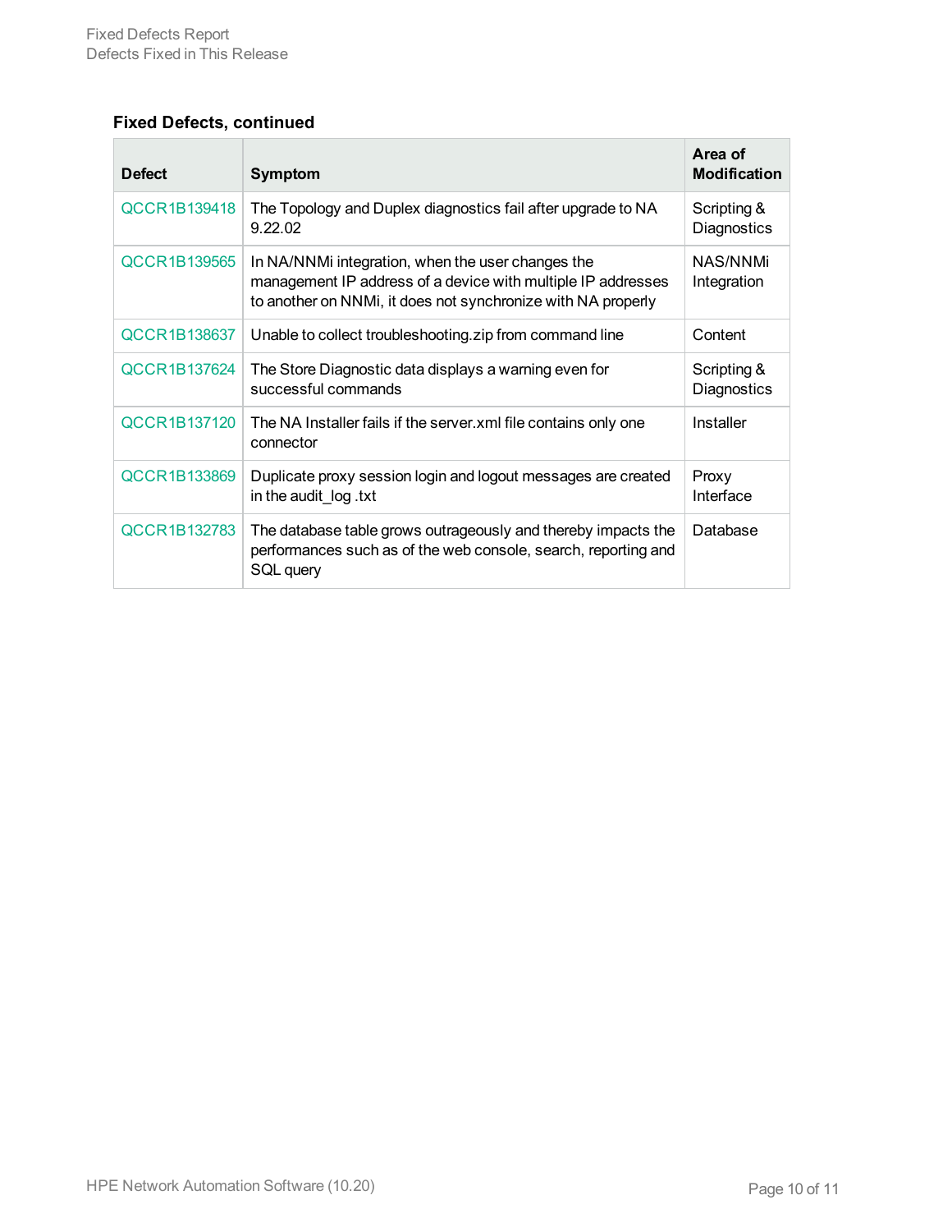**Fixed Defects, continued**

| Defect | Symptom | Area of Modification |
|---|---|---|
| QCCR1B139418 | The Topology and Duplex diagnostics fail after upgrade to NA 9.22.02 | Scripting & Diagnostics |
| QCCR1B139565 | In NA/NNMi integration, when the user changes the management IP address of a device with multiple IP addresses to another on NNMi, it does not synchronize with NA properly | NAS/NNMi Integration |
| QCCR1B138637 | Unable to collect troubleshooting.zip from command line | Content |
| QCCR1B137624 | The Store Diagnostic data displays a warning even for successful commands | Scripting & Diagnostics |
| QCCR1B137120 | The NA Installer fails if the server.xml file contains only one connector | Installer |
| QCCR1B133869 | Duplicate proxy session login and logout messages are created in the audit_log .txt | Proxy Interface |
| QCCR1B132783 | The database table grows outrageously and thereby impacts the performances such as of the web console, search, reporting and SQL query | Database |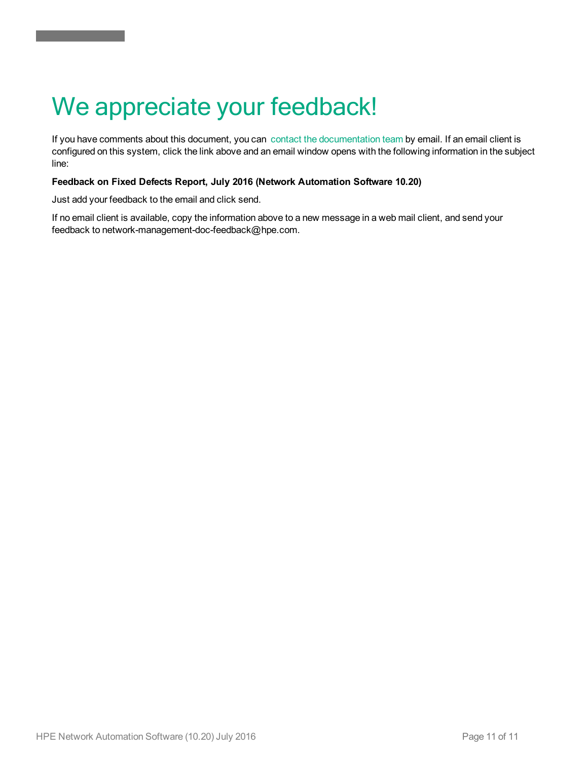# We appreciate your feedback!

If you have comments about this document, you can contact the documentation team by email. If an email client is configured on this system, click the link above and an email window opens with the following information in the subject line:

**Feedback on Fixed Defects Report, July 2016 (Network Automation Software 10.20)**

Just add your feedback to the email and click send.

If no email client is available, copy the information above to a new message in a web mail client, and send your feedback to network-management-doc-feedback@hpe.com.